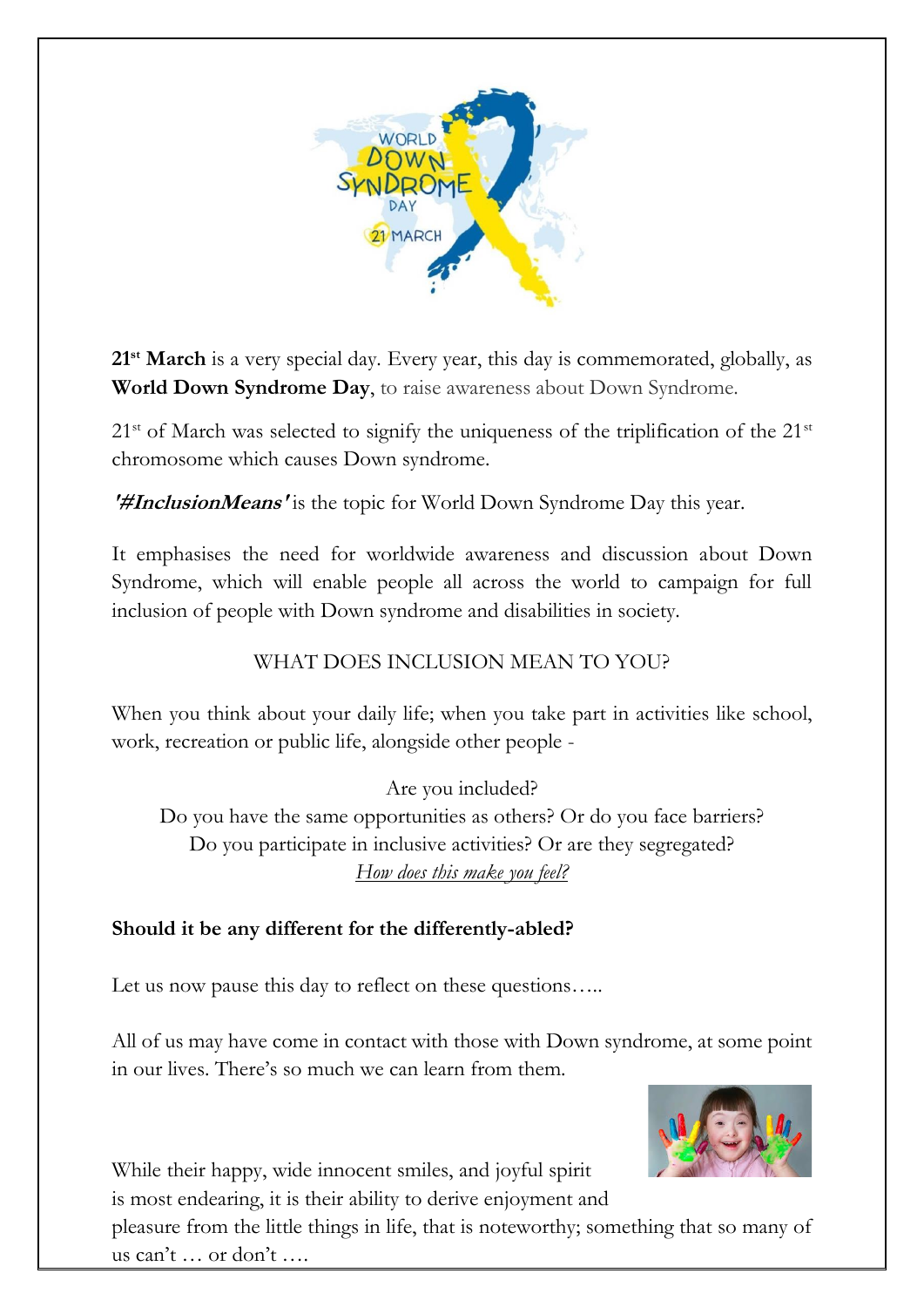**21st March** is a very special day. Every year, this day is commemorated, globally, as **World Down Syndrome Day**, to raise awareness about Down Syndrome.

21st of March was selected to signify the uniqueness of the triplification of the 21st chromosome which causes Down syndrome.

***'#InclusionMeans'*** is the topic for World Down Syndrome Day this year.

It emphasises the need for worldwide awareness and discussion about Down Syndrome, which will enable people all across the world to campaign for full inclusion of people with Down syndrome and disabilities in society.

WHAT DOES INCLUSION MEAN TO YOU?

When you think about your daily life; when you take part in activities like school, work, recreation or public life, alongside other people -

Are you included?
Do you have the same opportunities as others? Or do you face barriers?
Do you participate in inclusive activities? Or are they segregated?
*How does this make you feel?*

**Should it be any different for the differently-abled?**

Let us now pause this day to reflect on these questions…..

All of us may have come in contact with those with Down syndrome, at some point in our lives. There's so much we can learn from them.

While their happy, wide innocent smiles, and joyful spirit is most endearing, it is their ability to derive enjoyment and pleasure from the little things in life, that is noteworthy; something that so many of us can't … or don't ….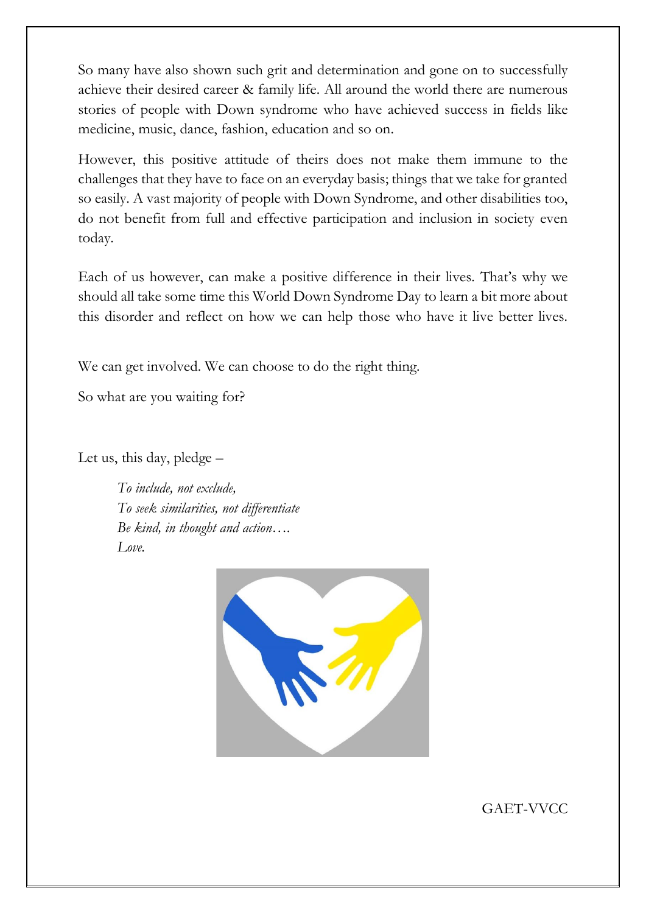So many have also shown such grit and determination and gone on to successfully achieve their desired career & family life. All around the world there are numerous stories of people with Down syndrome who have achieved success in fields like medicine, music, dance, fashion, education and so on.

However, this positive attitude of theirs does not make them immune to the challenges that they have to face on an everyday basis; things that we take for granted so easily. A vast majority of people with Down Syndrome, and other disabilities too, do not benefit from full and effective participation and inclusion in society even today.

Each of us however, can make a positive difference in their lives. That's why we should all take some time this World Down Syndrome Day to learn a bit more about this disorder and reflect on how we can help those who have it live better lives.

We can get involved. We can choose to do the right thing.

So what are you waiting for?

Let us, this day, pledge –

*To include, not exclude,*
*To seek similarities, not differentiate*
*Be kind, in thought and action….*
*Love.*

GAET-VVCC